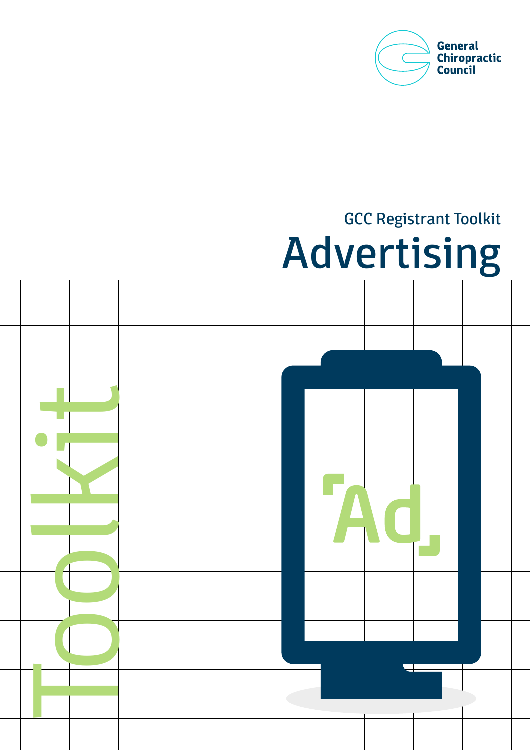General Chiropractic Council

GCC Registrant Toolkit

# Advertising

Toolkit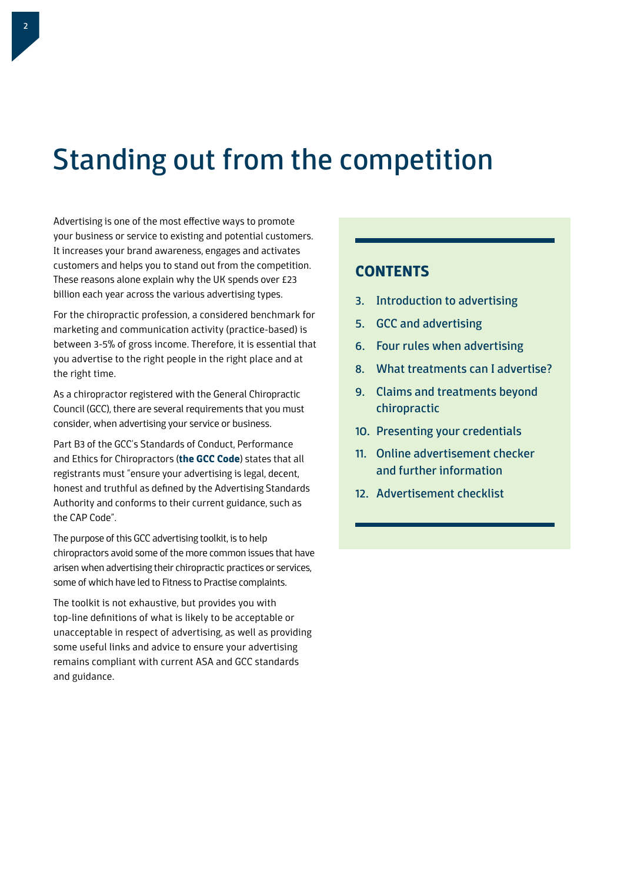# Standing out from the competition

Advertising is one of the most effective ways to promote your business or service to existing and potential customers. It increases your brand awareness, engages and activates customers and helps you to stand out from the competition. These reasons alone explain why the UK spends over £23 billion each year across the various advertising types.

For the chiropractic profession, a considered benchmark for marketing and communication activity (practice-based) is between 3-5% of gross income. Therefore, it is essential that you advertise to the right people in the right place and at the right time.

As a chiropractor registered with the General Chiropractic Council (GCC), there are several requirements that you must consider, when advertising your service or business.

Part B3 of the GCC's Standards of Conduct, Performance and Ethics for Chiropractors (**the GCC Code**) states that all registrants must "ensure your advertising is legal, decent, honest and truthful as defined by the Advertising Standards Authority and conforms to their current guidance, such as the CAP Code".

The purpose of this GCC advertising toolkit, is to help chiropractors avoid some of the more common issues that have arisen when advertising their chiropractic practices or services, some of which have led to Fitness to Practise complaints.

The toolkit is not exhaustive, but provides you with top-line definitions of what is likely to be acceptable or unacceptable in respect of advertising, as well as providing some useful links and advice to ensure your advertising remains compliant with current ASA and GCC standards and guidance.

## CONTENTS

3. Introduction to advertising
5. GCC and advertising
6. Four rules when advertising
8. What treatments can I advertise?
9. Claims and treatments beyond chiropractic
10. Presenting your credentials
11. Online advertisement checker and further information
12. Advertisement checklist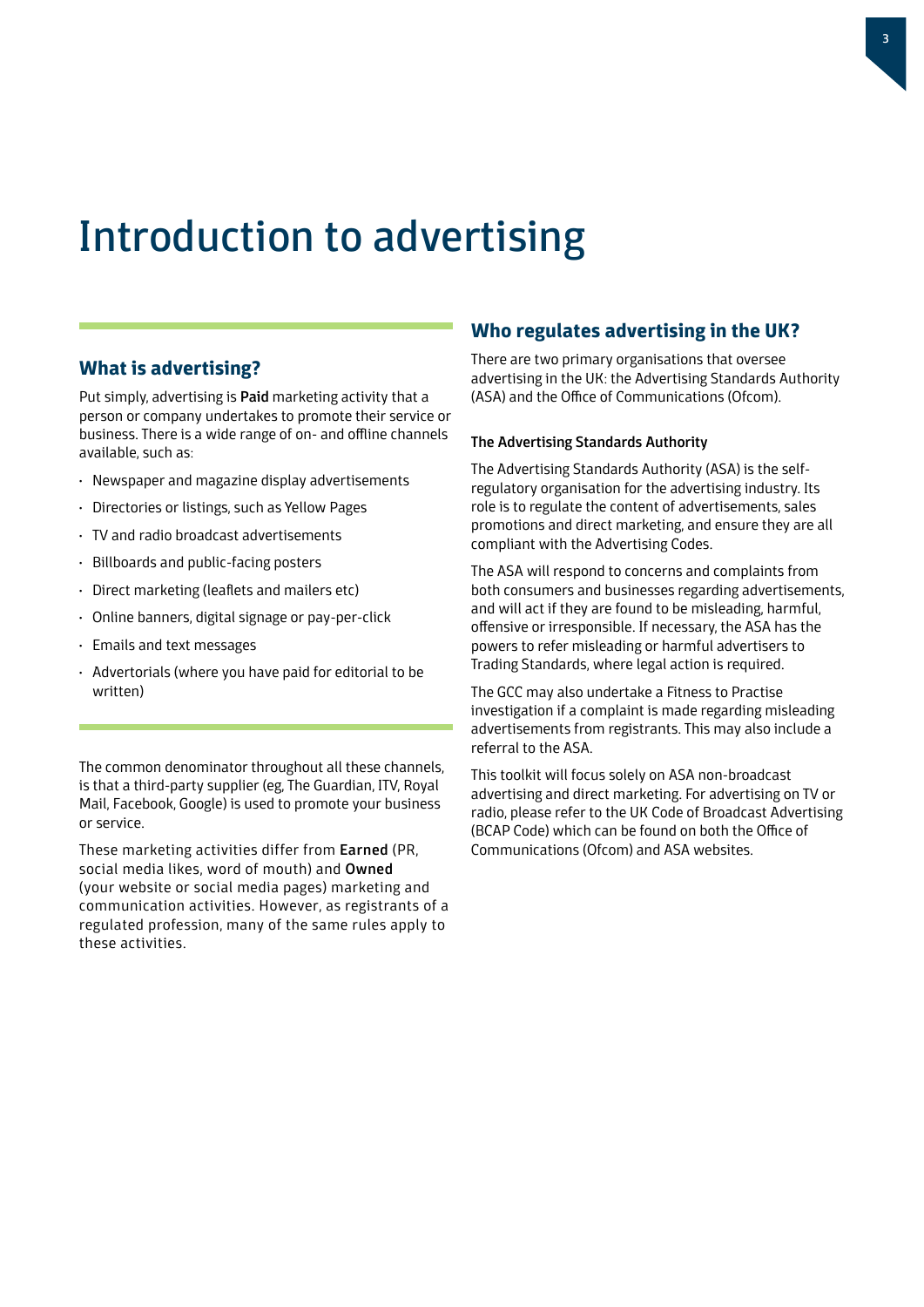# Introduction to advertising

## What is advertising?

Put simply, advertising is **Paid** marketing activity that a person or company undertakes to promote their service or business. There is a wide range of on- and offline channels available, such as:

- Newspaper and magazine display advertisements
- Directories or listings, such as Yellow Pages
- TV and radio broadcast advertisements
- Billboards and public-facing posters
- Direct marketing (leaflets and mailers etc)
- Online banners, digital signage or pay-per-click
- Emails and text messages
- Advertorials (where you have paid for editorial to be written)

The common denominator throughout all these channels, is that a third-party supplier (eg, The Guardian, ITV, Royal Mail, Facebook, Google) is used to promote your business or service.

These marketing activities differ from **Earned** (PR, social media likes, word of mouth) and **Owned** (your website or social media pages) marketing and communication activities. However, as registrants of a regulated profession, many of the same rules apply to these activities.

## Who regulates advertising in the UK?

There are two primary organisations that oversee advertising in the UK: the Advertising Standards Authority (ASA) and the Office of Communications (Ofcom).

### The Advertising Standards Authority

The Advertising Standards Authority (ASA) is the self-regulatory organisation for the advertising industry. Its role is to regulate the content of advertisements, sales promotions and direct marketing, and ensure they are all compliant with the Advertising Codes.

The ASA will respond to concerns and complaints from both consumers and businesses regarding advertisements, and will act if they are found to be misleading, harmful, offensive or irresponsible. If necessary, the ASA has the powers to refer misleading or harmful advertisers to Trading Standards, where legal action is required.

The GCC may also undertake a Fitness to Practise investigation if a complaint is made regarding misleading advertisements from registrants. This may also include a referral to the ASA.

This toolkit will focus solely on ASA non-broadcast advertising and direct marketing. For advertising on TV or radio, please refer to the UK Code of Broadcast Advertising (BCAP Code) which can be found on both the Office of Communications (Ofcom) and ASA websites.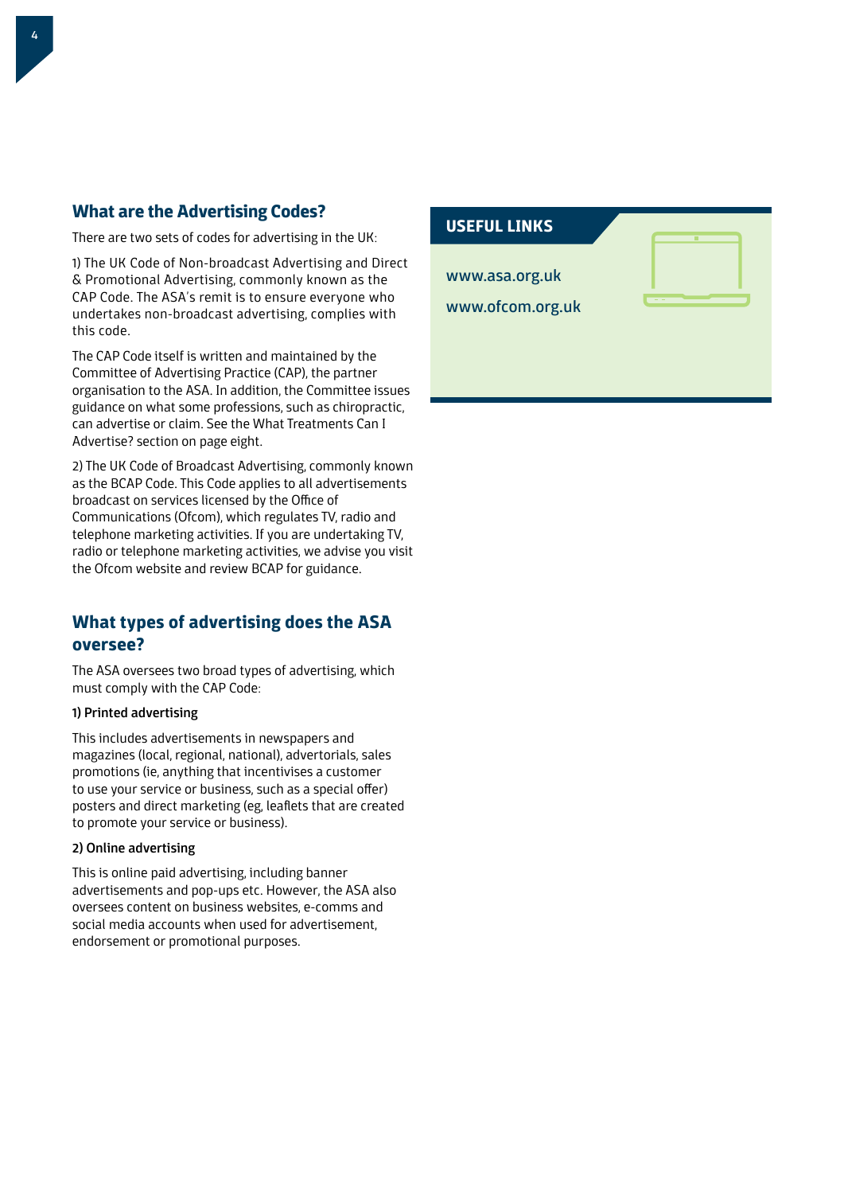## What are the Advertising Codes?

There are two sets of codes for advertising in the UK:

1) The UK Code of Non-broadcast Advertising and Direct & Promotional Advertising, commonly known as the CAP Code. The ASA's remit is to ensure everyone who undertakes non-broadcast advertising, complies with this code.

The CAP Code itself is written and maintained by the Committee of Advertising Practice (CAP), the partner organisation to the ASA. In addition, the Committee issues guidance on what some professions, such as chiropractic, can advertise or claim. See the What Treatments Can I Advertise? section on page eight.

2) The UK Code of Broadcast Advertising, commonly known as the BCAP Code. This Code applies to all advertisements broadcast on services licensed by the Office of Communications (Ofcom), which regulates TV, radio and telephone marketing activities. If you are undertaking TV, radio or telephone marketing activities, we advise you visit the Ofcom website and review BCAP for guidance.

## What types of advertising does the ASA oversee?

The ASA oversees two broad types of advertising, which must comply with the CAP Code:

**1) Printed advertising**

This includes advertisements in newspapers and magazines (local, regional, national), advertorials, sales promotions (ie, anything that incentivises a customer to use your service or business, such as a special offer) posters and direct marketing (eg, leaflets that are created to promote your service or business).

**2) Online advertising**

This is online paid advertising, including banner advertisements and pop-ups etc. However, the ASA also oversees content on business websites, e-comms and social media accounts when used for advertisement, endorsement or promotional purposes.

### USEFUL LINKS

www.asa.org.uk

www.ofcom.org.uk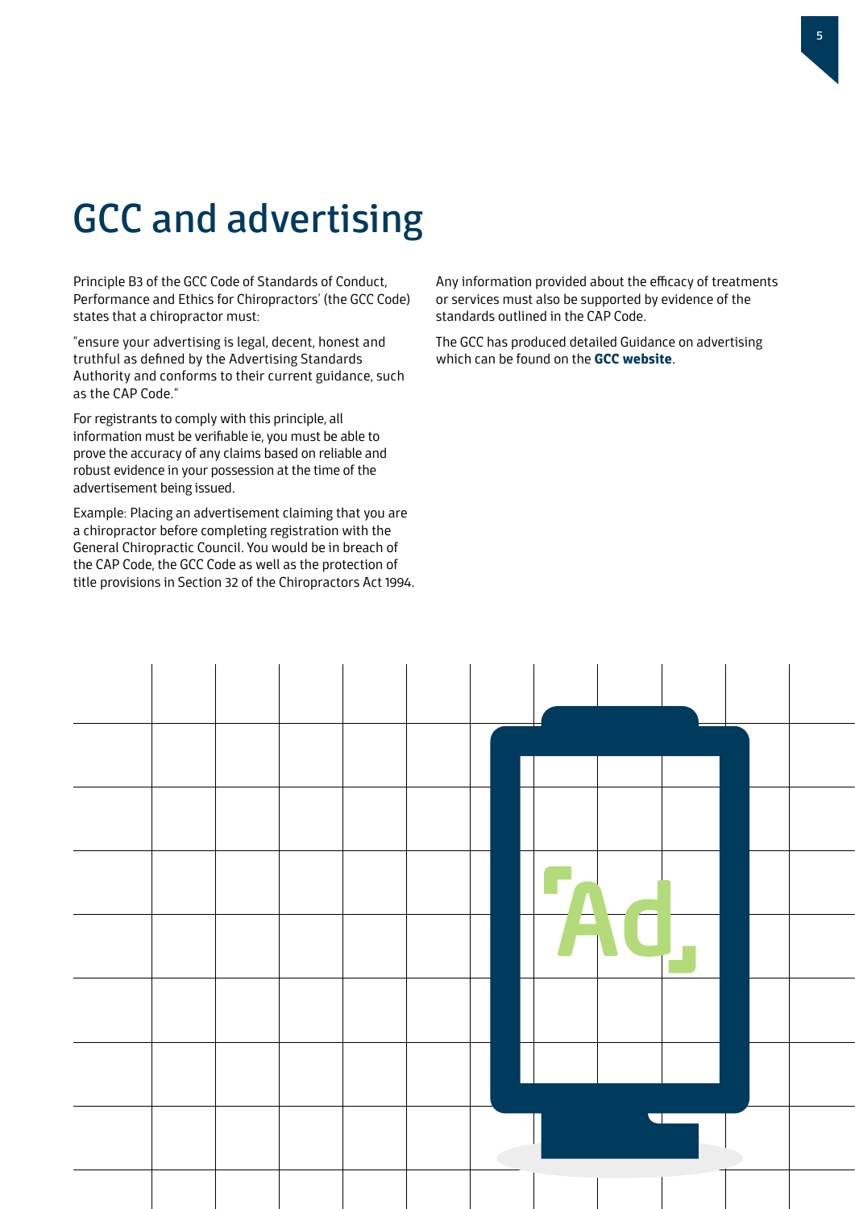# GCC and advertising

Principle B3 of the GCC Code of Standards of Conduct, Performance and Ethics for Chiropractors' (the GCC Code) states that a chiropractor must:

"ensure your advertising is legal, decent, honest and truthful as defined by the Advertising Standards Authority and conforms to their current guidance, such as the CAP Code."

For registrants to comply with this principle, all information must be verifiable ie, you must be able to prove the accuracy of any claims based on reliable and robust evidence in your possession at the time of the advertisement being issued.

Example: Placing an advertisement claiming that you are a chiropractor before completing registration with the General Chiropractic Council. You would be in breach of the CAP Code, the GCC Code as well as the protection of title provisions in Section 32 of the Chiropractors Act 1994.

Any information provided about the efficacy of treatments or services must also be supported by evidence of the standards outlined in the CAP Code.

The GCC has produced detailed Guidance on advertising which can be found on the **GCC website**.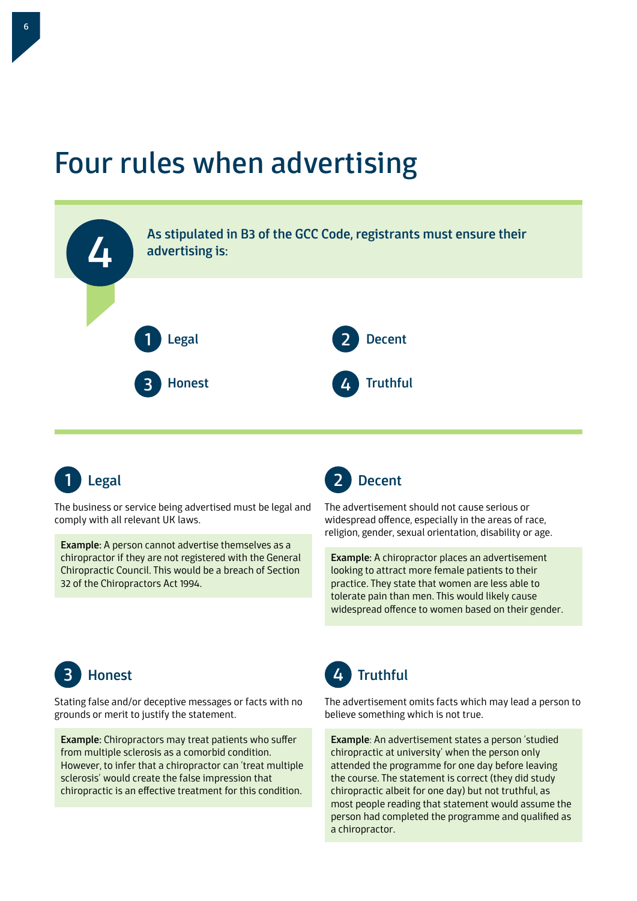# Four rules when advertising

**4** As stipulated in B3 of the GCC Code, registrants must ensure their advertising is:

1. Legal
2. Decent
3. Honest
4. Truthful

## 1 Legal

The business or service being advertised must be legal and comply with all relevant UK laws.

**Example:** A person cannot advertise themselves as a chiropractor if they are not registered with the General Chiropractic Council. This would be a breach of Section 32 of the Chiropractors Act 1994.

## 2 Decent

The advertisement should not cause serious or widespread offence, especially in the areas of race, religion, gender, sexual orientation, disability or age.

**Example:** A chiropractor places an advertisement looking to attract more female patients to their practice. They state that women are less able to tolerate pain than men. This would likely cause widespread offence to women based on their gender.

## 3 Honest

Stating false and/or deceptive messages or facts with no grounds or merit to justify the statement.

**Example:** Chiropractors may treat patients who suffer from multiple sclerosis as a comorbid condition. However, to infer that a chiropractor can 'treat multiple sclerosis' would create the false impression that chiropractic is an effective treatment for this condition.

## 4 Truthful

The advertisement omits facts which may lead a person to believe something which is not true.

**Example**: An advertisement states a person 'studied chiropractic at university' when the person only attended the programme for one day before leaving the course. The statement is correct (they did study chiropractic albeit for one day) but not truthful, as most people reading that statement would assume the person had completed the programme and qualified as a chiropractor.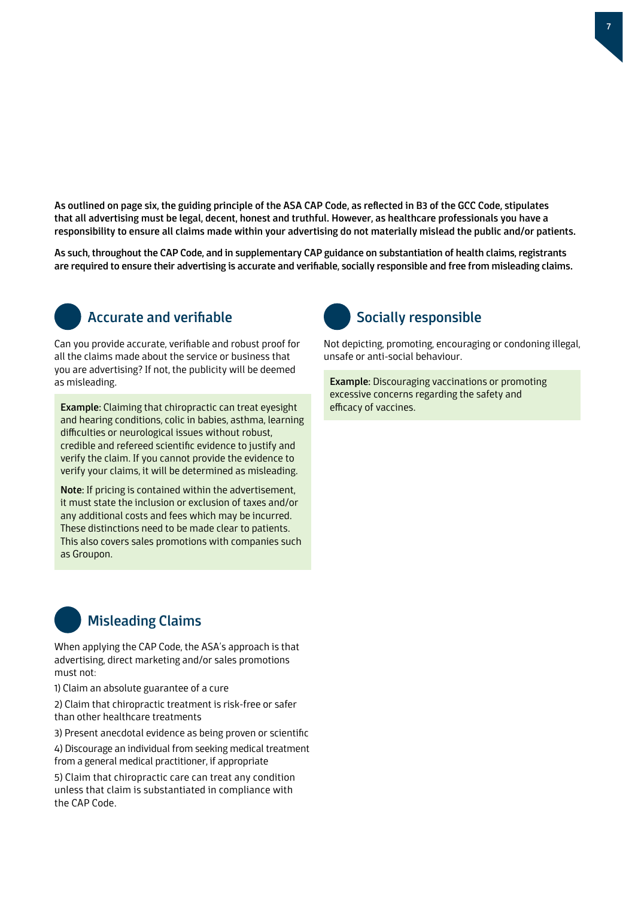**As outlined on page six, the guiding principle of the ASA CAP Code, as reflected in B3 of the GCC Code, stipulates that all advertising must be legal, decent, honest and truthful. However, as healthcare professionals you have a responsibility to ensure all claims made within your advertising do not materially mislead the public and/or patients.**

**As such, throughout the CAP Code, and in supplementary CAP guidance on substantiation of health claims, registrants are required to ensure their advertising is accurate and verifiable, socially responsible and free from misleading claims.**

## Accurate and verifiable

Can you provide accurate, verifiable and robust proof for all the claims made about the service or business that you are advertising? If not, the publicity will be deemed as misleading.

**Example:** Claiming that chiropractic can treat eyesight and hearing conditions, colic in babies, asthma, learning difficulties or neurological issues without robust, credible and refereed scientific evidence to justify and verify the claim. If you cannot provide the evidence to verify your claims, it will be determined as misleading.

**Note:** If pricing is contained within the advertisement, it must state the inclusion or exclusion of taxes and/or any additional costs and fees which may be incurred. These distinctions need to be made clear to patients. This also covers sales promotions with companies such as Groupon.

## Misleading Claims

When applying the CAP Code, the ASA's approach is that advertising, direct marketing and/or sales promotions must not:

1) Claim an absolute guarantee of a cure

2) Claim that chiropractic treatment is risk-free or safer than other healthcare treatments

3) Present anecdotal evidence as being proven or scientific

4) Discourage an individual from seeking medical treatment from a general medical practitioner, if appropriate

5) Claim that chiropractic care can treat any condition unless that claim is substantiated in compliance with the CAP Code.

## Socially responsible

Not depicting, promoting, encouraging or condoning illegal, unsafe or anti-social behaviour.

**Example:** Discouraging vaccinations or promoting excessive concerns regarding the safety and efficacy of vaccines.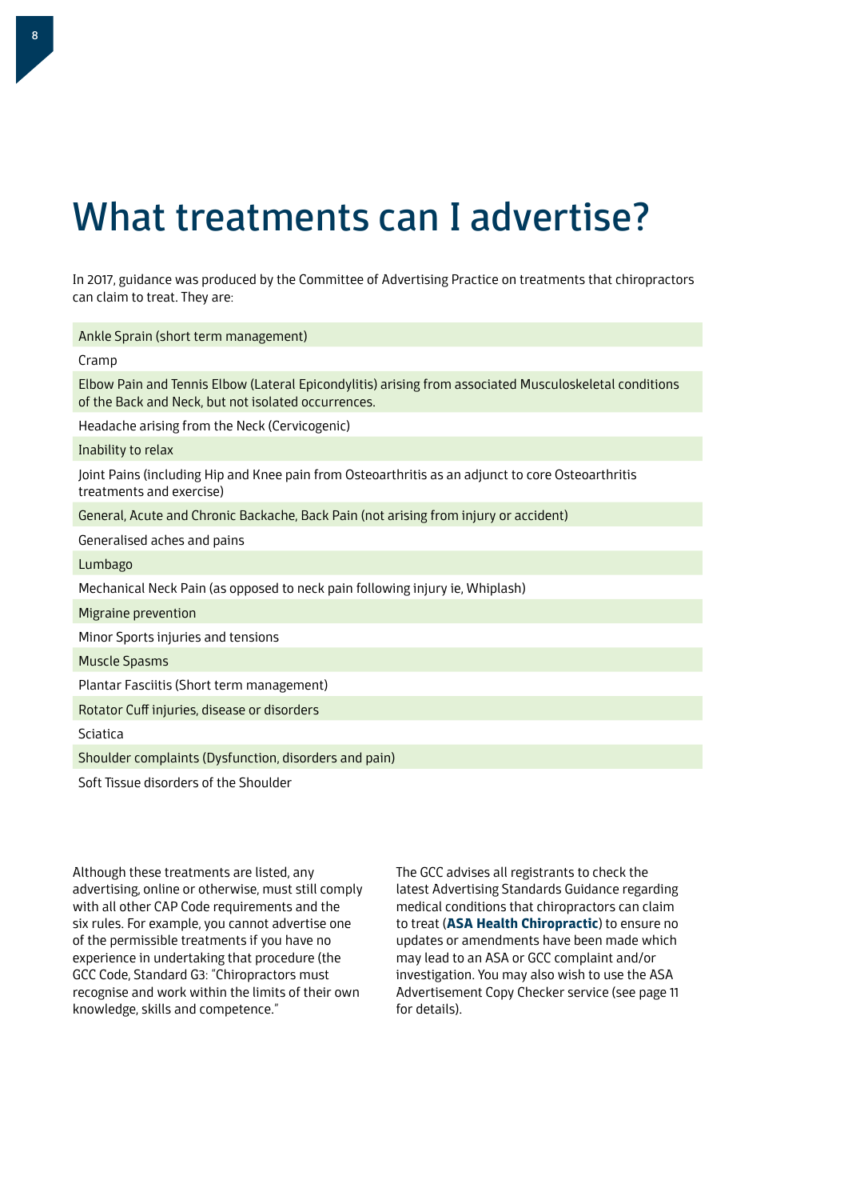# What treatments can I advertise?

In 2017, guidance was produced by the Committee of Advertising Practice on treatments that chiropractors can claim to treat. They are:

- Ankle Sprain (short term management)
- Cramp
- Elbow Pain and Tennis Elbow (Lateral Epicondylitis) arising from associated Musculoskeletal conditions of the Back and Neck, but not isolated occurrences.
- Headache arising from the Neck (Cervicogenic)
- Inability to relax
- Joint Pains (including Hip and Knee pain from Osteoarthritis as an adjunct to core Osteoarthritis treatments and exercise)
- General, Acute and Chronic Backache, Back Pain (not arising from injury or accident)
- Generalised aches and pains
- Lumbago
- Mechanical Neck Pain (as opposed to neck pain following injury ie, Whiplash)
- Migraine prevention
- Minor Sports injuries and tensions
- Muscle Spasms
- Plantar Fasciitis (Short term management)
- Rotator Cuff injuries, disease or disorders
- Sciatica
- Shoulder complaints (Dysfunction, disorders and pain)
- Soft Tissue disorders of the Shoulder

Although these treatments are listed, any advertising, online or otherwise, must still comply with all other CAP Code requirements and the six rules. For example, you cannot advertise one of the permissible treatments if you have no experience in undertaking that procedure (the GCC Code, Standard G3: "Chiropractors must recognise and work within the limits of their own knowledge, skills and competence."

The GCC advises all registrants to check the latest Advertising Standards Guidance regarding medical conditions that chiropractors can claim to treat (**ASA Health Chiropractic**) to ensure no updates or amendments have been made which may lead to an ASA or GCC complaint and/or investigation. You may also wish to use the ASA Advertisement Copy Checker service (see page 11 for details).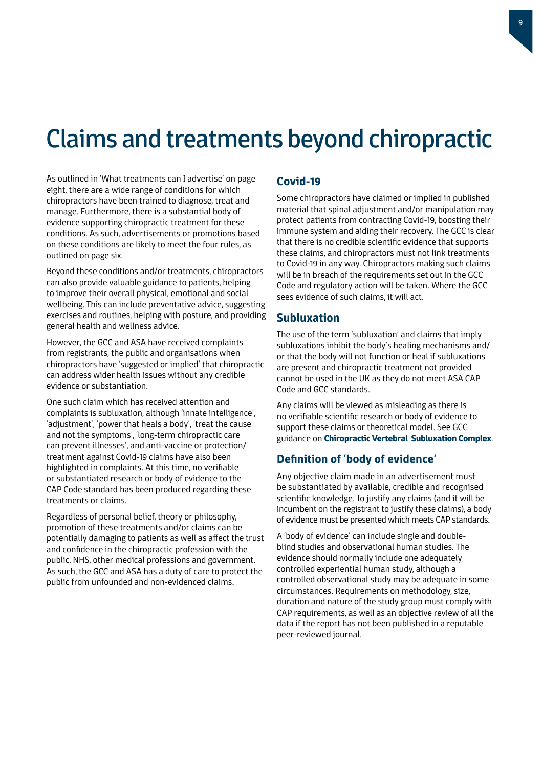# Claims and treatments beyond chiropractic

As outlined in 'What treatments can I advertise' on page eight, there are a wide range of conditions for which chiropractors have been trained to diagnose, treat and manage. Furthermore, there is a substantial body of evidence supporting chiropractic treatment for these conditions. As such, advertisements or promotions based on these conditions are likely to meet the four rules, as outlined on page six.

Beyond these conditions and/or treatments, chiropractors can also provide valuable guidance to patients, helping to improve their overall physical, emotional and social wellbeing. This can include preventative advice, suggesting exercises and routines, helping with posture, and providing general health and wellness advice.

However, the GCC and ASA have received complaints from registrants, the public and organisations when chiropractors have 'suggested or implied' that chiropractic can address wider health issues without any credible evidence or substantiation.

One such claim which has received attention and complaints is subluxation, although 'innate intelligence', 'adjustment', 'power that heals a body', 'treat the cause and not the symptoms', 'long-term chiropractic care can prevent illnesses', and anti-vaccine or protection/treatment against Covid-19 claims have also been highlighted in complaints. At this time, no verifiable or substantiated research or body of evidence to the CAP Code standard has been produced regarding these treatments or claims.

Regardless of personal belief, theory or philosophy, promotion of these treatments and/or claims can be potentially damaging to patients as well as affect the trust and confidence in the chiropractic profession with the public, NHS, other medical professions and government. As such, the GCC and ASA has a duty of care to protect the public from unfounded and non-evidenced claims.

## Covid-19

Some chiropractors have claimed or implied in published material that spinal adjustment and/or manipulation may protect patients from contracting Covid-19, boosting their immune system and aiding their recovery. The GCC is clear that there is no credible scientific evidence that supports these claims, and chiropractors must not link treatments to Covid-19 in any way. Chiropractors making such claims will be in breach of the requirements set out in the GCC Code and regulatory action will be taken. Where the GCC sees evidence of such claims, it will act.

## Subluxation

The use of the term 'subluxation' and claims that imply subluxations inhibit the body's healing mechanisms and/or that the body will not function or heal if subluxations are present and chiropractic treatment not provided cannot be used in the UK as they do not meet ASA CAP Code and GCC standards.

Any claims will be viewed as misleading as there is no verifiable scientific research or body of evidence to support these claims or theoretical model. See GCC guidance on **Chiropractic Vertebral Subluxation Complex**.

## Definition of 'body of evidence'

Any objective claim made in an advertisement must be substantiated by available, credible and recognised scientific knowledge. To justify any claims (and it will be incumbent on the registrant to justify these claims), a body of evidence must be presented which meets CAP standards.

A 'body of evidence' can include single and double-blind studies and observational human studies. The evidence should normally include one adequately controlled experiential human study, although a controlled observational study may be adequate in some circumstances. Requirements on methodology, size, duration and nature of the study group must comply with CAP requirements, as well as an objective review of all the data if the report has not been published in a reputable peer-reviewed journal.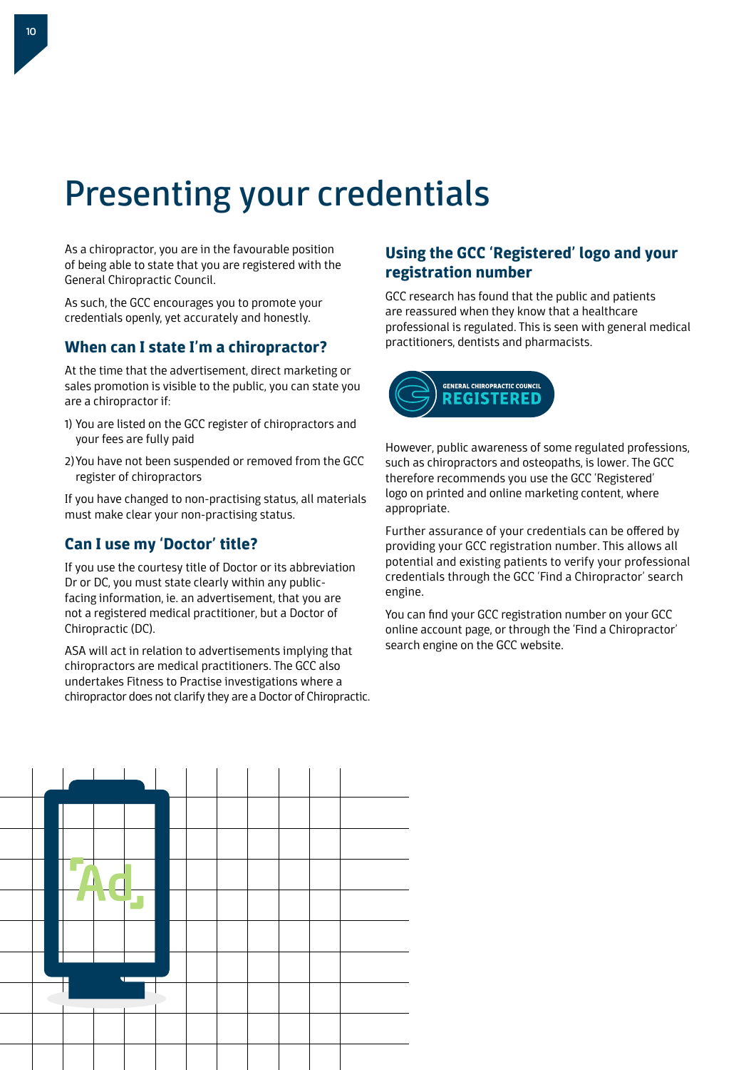# Presenting your credentials

As a chiropractor, you are in the favourable position of being able to state that you are registered with the General Chiropractic Council.

As such, the GCC encourages you to promote your credentials openly, yet accurately and honestly.

## When can I state I'm a chiropractor?

At the time that the advertisement, direct marketing or sales promotion is visible to the public, you can state you are a chiropractor if:

1) You are listed on the GCC register of chiropractors and your fees are fully paid
2) You have not been suspended or removed from the GCC register of chiropractors

If you have changed to non-practising status, all materials must make clear your non-practising status.

## Can I use my 'Doctor' title?

If you use the courtesy title of Doctor or its abbreviation Dr or DC, you must state clearly within any public-facing information, ie. an advertisement, that you are not a registered medical practitioner, but a Doctor of Chiropractic (DC).

ASA will act in relation to advertisements implying that chiropractors are medical practitioners. The GCC also undertakes Fitness to Practise investigations where a chiropractor does not clarify they are a Doctor of Chiropractic.

## Using the GCC 'Registered' logo and your registration number

GCC research has found that the public and patients are reassured when they know that a healthcare professional is regulated. This is seen with general medical practitioners, dentists and pharmacists.

GENERAL CHIROPRACTIC COUNCIL REGISTERED

However, public awareness of some regulated professions, such as chiropractors and osteopaths, is lower. The GCC therefore recommends you use the GCC 'Registered' logo on printed and online marketing content, where appropriate.

Further assurance of your credentials can be offered by providing your GCC registration number. This allows all potential and existing patients to verify your professional credentials through the GCC 'Find a Chiropractor' search engine.

You can find your GCC registration number on your GCC online account page, or through the 'Find a Chiropractor' search engine on the GCC website.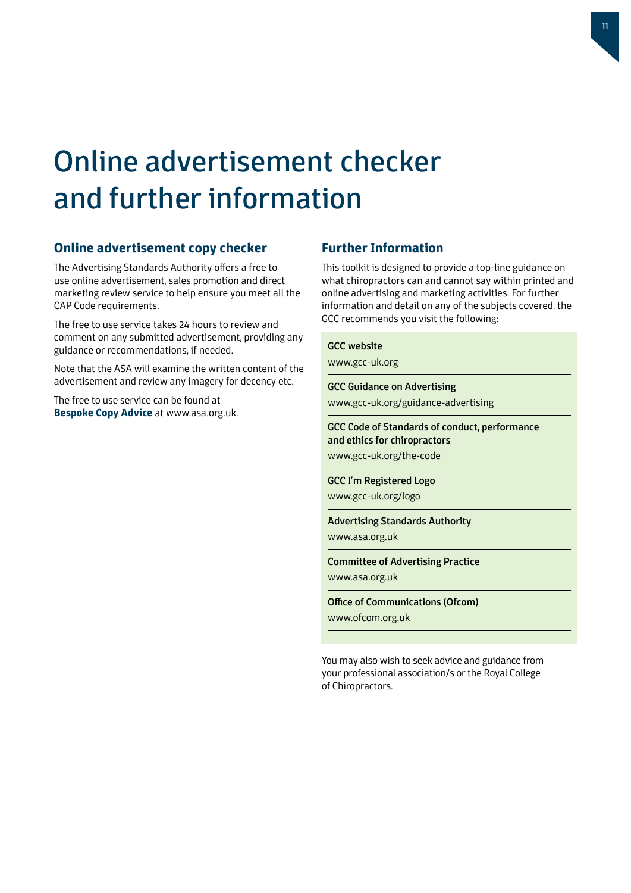# Online advertisement checker and further information

## Online advertisement copy checker

The Advertising Standards Authority offers a free to use online advertisement, sales promotion and direct marketing review service to help ensure you meet all the CAP Code requirements.

The free to use service takes 24 hours to review and comment on any submitted advertisement, providing any guidance or recommendations, if needed.

Note that the ASA will examine the written content of the advertisement and review any imagery for decency etc.

The free to use service can be found at **Bespoke Copy Advice** at www.asa.org.uk.

## Further Information

This toolkit is designed to provide a top-line guidance on what chiropractors can and cannot say within printed and online advertising and marketing activities. For further information and detail on any of the subjects covered, the GCC recommends you visit the following:

**GCC website**
www.gcc-uk.org

**GCC Guidance on Advertising**
www.gcc-uk.org/guidance-advertising

**GCC Code of Standards of conduct, performance and ethics for chiropractors**
www.gcc-uk.org/the-code

**GCC I'm Registered Logo**
www.gcc-uk.org/logo

**Advertising Standards Authority**
www.asa.org.uk

**Committee of Advertising Practice**
www.asa.org.uk

**Office of Communications (Ofcom)**
www.ofcom.org.uk

You may also wish to seek advice and guidance from your professional association/s or the Royal College of Chiropractors.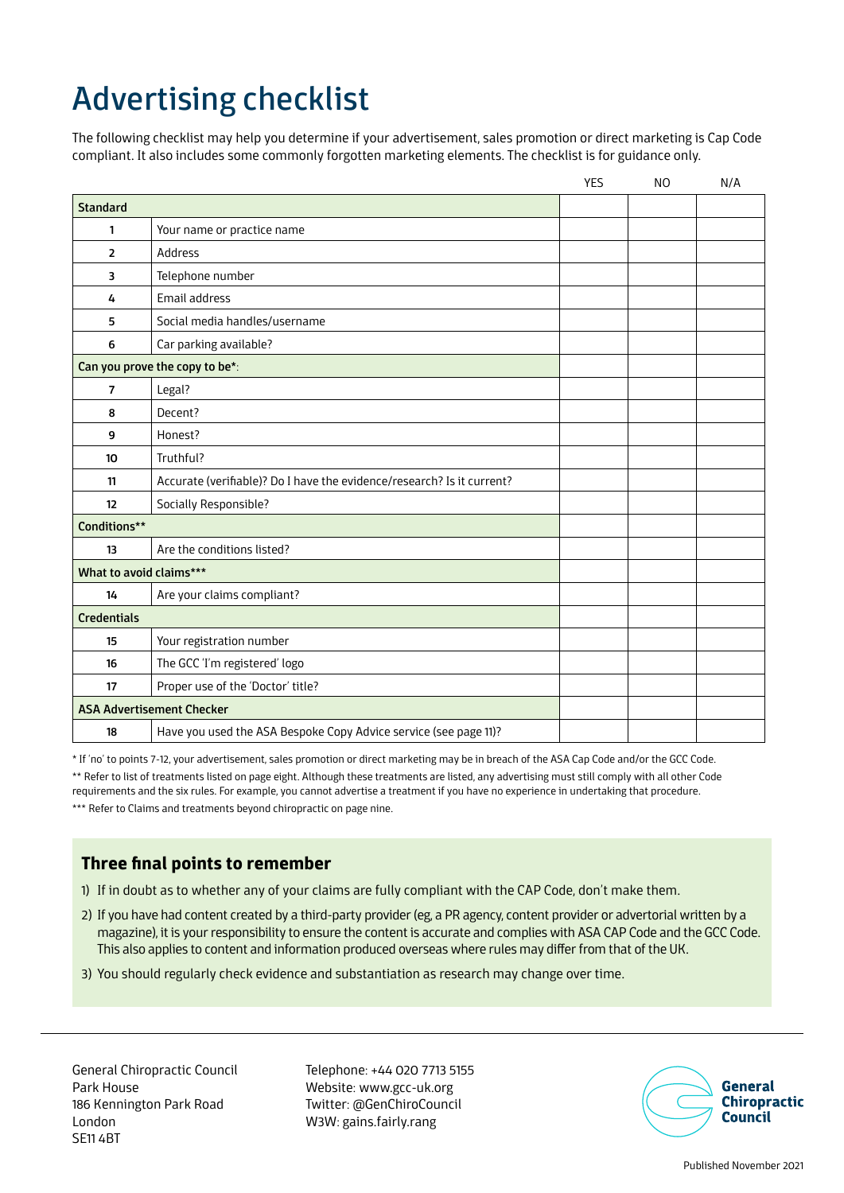# Advertising checklist

The following checklist may help you determine if your advertisement, sales promotion or direct marketing is Cap Code compliant. It also includes some commonly forgotten marketing elements. The checklist is for guidance only.

| | | YES | NO | N/A |
|---|---|---|---|---|
| **Standard** | | | | |
| 1 | Your name or practice name | | | |
| 2 | Address | | | |
| 3 | Telephone number | | | |
| 4 | Email address | | | |
| 5 | Social media handles/username | | | |
| 6 | Car parking available? | | | |
| **Can you prove the copy to be***: | | | | |
| 7 | Legal? | | | |
| 8 | Decent? | | | |
| 9 | Honest? | | | |
| 10 | Truthful? | | | |
| 11 | Accurate (verifiable)? Do I have the evidence/research? Is it current? | | | |
| 12 | Socially Responsible? | | | |
| **Conditions**** | | | | |
| 13 | Are the conditions listed? | | | |
| **What to avoid claims***** | | | | |
| 14 | Are your claims compliant? | | | |
| **Credentials** | | | | |
| 15 | Your registration number | | | |
| 16 | The GCC 'I'm registered' logo | | | |
| 17 | Proper use of the 'Doctor' title? | | | |
| **ASA Advertisement Checker** | | | | |
| 18 | Have you used the ASA Bespoke Copy Advice service (see page 11)? | | | |

* If 'no' to points 7-12, your advertisement, sales promotion or direct marketing may be in breach of the ASA Cap Code and/or the GCC Code.

** Refer to list of treatments listed on page eight. Although these treatments are listed, any advertising must still comply with all other Code requirements and the six rules. For example, you cannot advertise a treatment if you have no experience in undertaking that procedure.

*** Refer to Claims and treatments beyond chiropractic on page nine.

## Three final points to remember

1) If in doubt as to whether any of your claims are fully compliant with the CAP Code, don't make them.
2) If you have had content created by a third-party provider (eg, a PR agency, content provider or advertorial written by a magazine), it is your responsibility to ensure the content is accurate and complies with ASA CAP Code and the GCC Code. This also applies to content and information produced overseas where rules may differ from that of the UK.
3) You should regularly check evidence and substantiation as research may change over time.

General Chiropractic Council
Park House
186 Kennington Park Road
London
SE11 4BT

Telephone: +44 020 7713 5155
Website: www.gcc-uk.org
Twitter: @GenChiroCouncil
W3W: gains.fairly.rang

General Chiropractic Council

Published November 2021